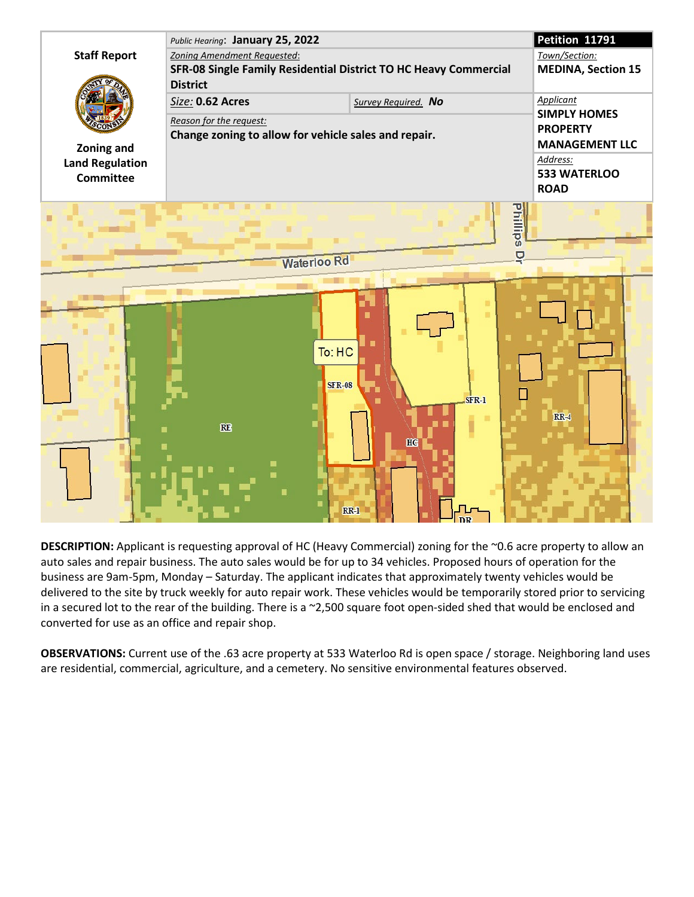| Staff Report | Public Hearing: **January 25, 2022** | | **Petition 11791** |
|---|---|---|---|
| Zoning and Land Regulation Committee | Zoning Amendment Requested: **SFR-08 Single Family Residential District TO HC Heavy Commercial District** | | Town/Section: **MEDINA, Section 15** |
| | Size: **0.62 Acres** | Survey Required. **No** | Applicant **SIMPLY HOMES PROPERTY MANAGEMENT LLC** |
| | Reason for the request: **Change zoning to allow for vehicle sales and repair.** | | Address: **533 WATERLOO ROAD** |

**DESCRIPTION:** Applicant is requesting approval of HC (Heavy Commercial) zoning for the ~0.6 acre property to allow an auto sales and repair business. The auto sales would be for up to 34 vehicles. Proposed hours of operation for the business are 9am-5pm, Monday – Saturday. The applicant indicates that approximately twenty vehicles would be delivered to the site by truck weekly for auto repair work. These vehicles would be temporarily stored prior to servicing in a secured lot to the rear of the building. There is a ~2,500 square foot open-sided shed that would be enclosed and converted for use as an office and repair shop.

**OBSERVATIONS:** Current use of the .63 acre property at 533 Waterloo Rd is open space / storage. Neighboring land uses are residential, commercial, agriculture, and a cemetery. No sensitive environmental features observed.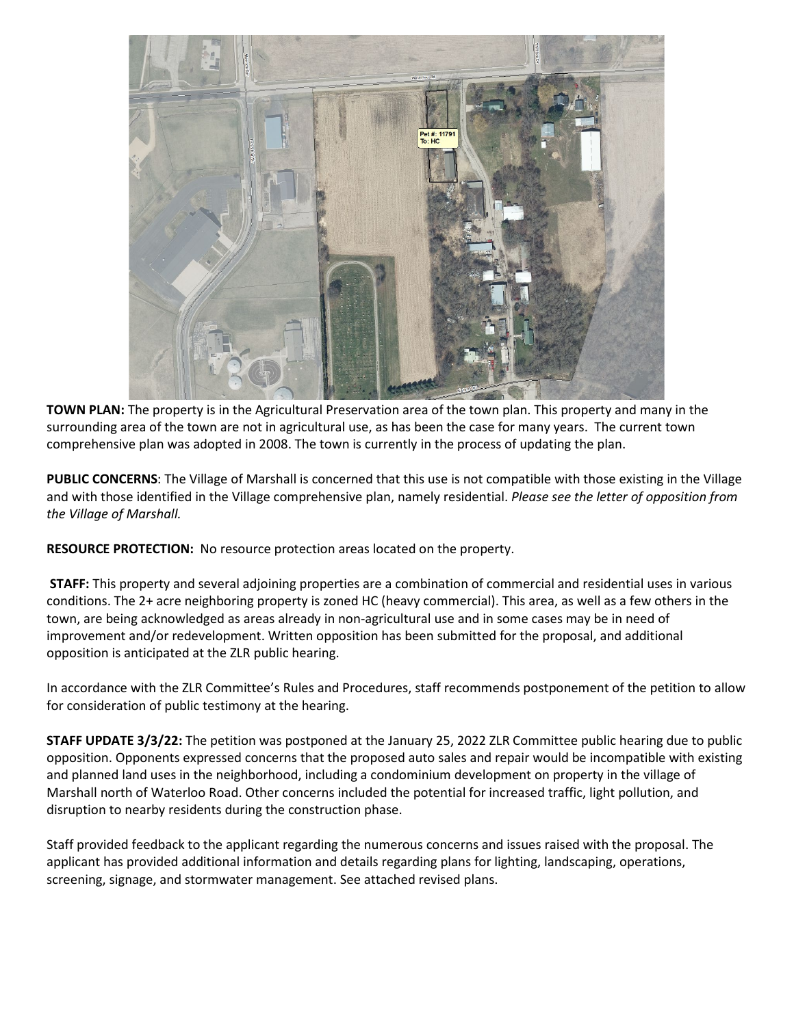**TOWN PLAN:** The property is in the Agricultural Preservation area of the town plan. This property and many in the surrounding area of the town are not in agricultural use, as has been the case for many years. The current town comprehensive plan was adopted in 2008. The town is currently in the process of updating the plan.

**PUBLIC CONCERNS**: The Village of Marshall is concerned that this use is not compatible with those existing in the Village and with those identified in the Village comprehensive plan, namely residential. *Please see the letter of opposition from the Village of Marshall.*

**RESOURCE PROTECTION:** No resource protection areas located on the property.

**STAFF:** This property and several adjoining properties are a combination of commercial and residential uses in various conditions. The 2+ acre neighboring property is zoned HC (heavy commercial). This area, as well as a few others in the town, are being acknowledged as areas already in non-agricultural use and in some cases may be in need of improvement and/or redevelopment. Written opposition has been submitted for the proposal, and additional opposition is anticipated at the ZLR public hearing.

In accordance with the ZLR Committee's Rules and Procedures, staff recommends postponement of the petition to allow for consideration of public testimony at the hearing.

**STAFF UPDATE 3/3/22:** The petition was postponed at the January 25, 2022 ZLR Committee public hearing due to public opposition. Opponents expressed concerns that the proposed auto sales and repair would be incompatible with existing and planned land uses in the neighborhood, including a condominium development on property in the village of Marshall north of Waterloo Road. Other concerns included the potential for increased traffic, light pollution, and disruption to nearby residents during the construction phase.

Staff provided feedback to the applicant regarding the numerous concerns and issues raised with the proposal. The applicant has provided additional information and details regarding plans for lighting, landscaping, operations, screening, signage, and stormwater management. See attached revised plans.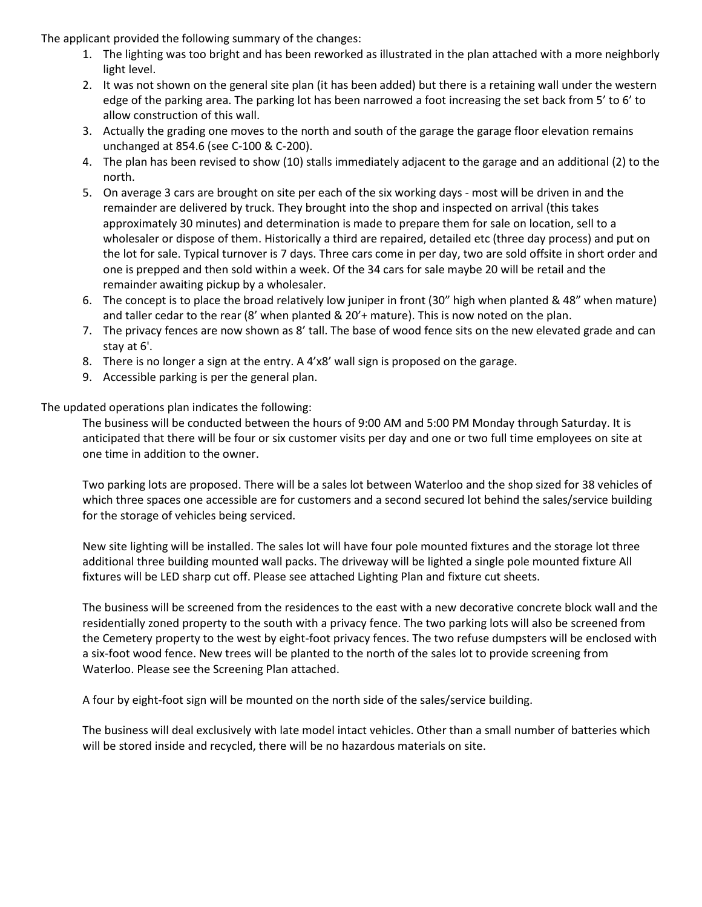The applicant provided the following summary of the changes:

1. The lighting was too bright and has been reworked as illustrated in the plan attached with a more neighborly light level.
2. It was not shown on the general site plan (it has been added) but there is a retaining wall under the western edge of the parking area. The parking lot has been narrowed a foot increasing the set back from 5' to 6' to allow construction of this wall.
3. Actually the grading one moves to the north and south of the garage the garage floor elevation remains unchanged at 854.6 (see C-100 & C-200).
4. The plan has been revised to show (10) stalls immediately adjacent to the garage and an additional (2) to the north.
5. On average 3 cars are brought on site per each of the six working days - most will be driven in and the remainder are delivered by truck. They brought into the shop and inspected on arrival (this takes approximately 30 minutes) and determination is made to prepare them for sale on location, sell to a wholesaler or dispose of them. Historically a third are repaired, detailed etc (three day process) and put on the lot for sale. Typical turnover is 7 days. Three cars come in per day, two are sold offsite in short order and one is prepped and then sold within a week. Of the 34 cars for sale maybe 20 will be retail and the remainder awaiting pickup by a wholesaler.
6. The concept is to place the broad relatively low juniper in front (30" high when planted & 48" when mature) and taller cedar to the rear (8' when planted & 20'+ mature). This is now noted on the plan.
7. The privacy fences are now shown as 8' tall. The base of wood fence sits on the new elevated grade and can stay at 6'.
8. There is no longer a sign at the entry. A 4'x8' wall sign is proposed on the garage.
9. Accessible parking is per the general plan.

The updated operations plan indicates the following:

The business will be conducted between the hours of 9:00 AM and 5:00 PM Monday through Saturday. It is anticipated that there will be four or six customer visits per day and one or two full time employees on site at one time in addition to the owner.

Two parking lots are proposed. There will be a sales lot between Waterloo and the shop sized for 38 vehicles of which three spaces one accessible are for customers and a second secured lot behind the sales/service building for the storage of vehicles being serviced.

New site lighting will be installed. The sales lot will have four pole mounted fixtures and the storage lot three additional three building mounted wall packs. The driveway will be lighted a single pole mounted fixture All fixtures will be LED sharp cut off. Please see attached Lighting Plan and fixture cut sheets.

The business will be screened from the residences to the east with a new decorative concrete block wall and the residentially zoned property to the south with a privacy fence. The two parking lots will also be screened from the Cemetery property to the west by eight-foot privacy fences. The two refuse dumpsters will be enclosed with a six-foot wood fence. New trees will be planted to the north of the sales lot to provide screening from Waterloo. Please see the Screening Plan attached.

A four by eight-foot sign will be mounted on the north side of the sales/service building.

The business will deal exclusively with late model intact vehicles. Other than a small number of batteries which will be stored inside and recycled, there will be no hazardous materials on site.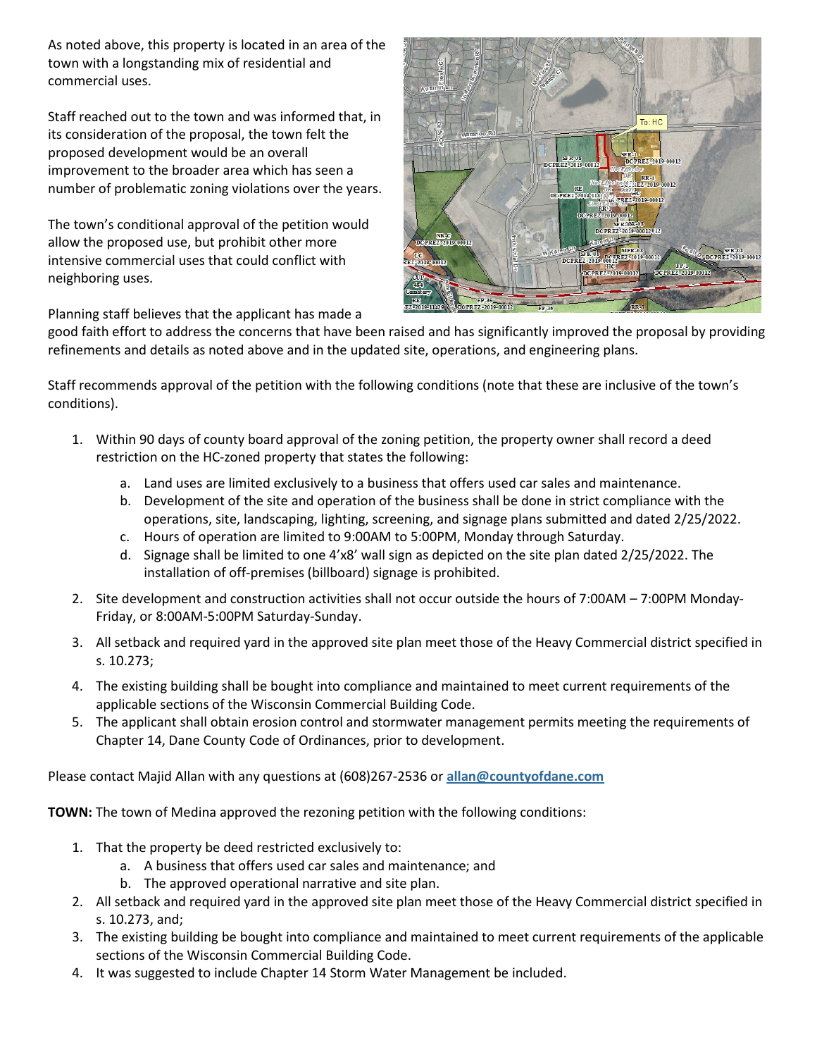As noted above, this property is located in an area of the town with a longstanding mix of residential and commercial uses.

Staff reached out to the town and was informed that, in its consideration of the proposal, the town felt the proposed development would be an overall improvement to the broader area which has seen a number of problematic zoning violations over the years.

The town's conditional approval of the petition would allow the proposed use, but prohibit other more intensive commercial uses that could conflict with neighboring uses.

Planning staff believes that the applicant has made a good faith effort to address the concerns that have been raised and has significantly improved the proposal by providing refinements and details as noted above and in the updated site, operations, and engineering plans.

Staff recommends approval of the petition with the following conditions (note that these are inclusive of the town's conditions).

1. Within 90 days of county board approval of the zoning petition, the property owner shall record a deed restriction on the HC-zoned property that states the following:
    a. Land uses are limited exclusively to a business that offers used car sales and maintenance.
    b. Development of the site and operation of the business shall be done in strict compliance with the operations, site, landscaping, lighting, screening, and signage plans submitted and dated 2/25/2022.
    c. Hours of operation are limited to 9:00AM to 5:00PM, Monday through Saturday.
    d. Signage shall be limited to one 4'x8' wall sign as depicted on the site plan dated 2/25/2022. The installation of off-premises (billboard) signage is prohibited.
2. Site development and construction activities shall not occur outside the hours of 7:00AM – 7:00PM Monday-Friday, or 8:00AM-5:00PM Saturday-Sunday.
3. All setback and required yard in the approved site plan meet those of the Heavy Commercial district specified in s. 10.273;
4. The existing building shall be bought into compliance and maintained to meet current requirements of the applicable sections of the Wisconsin Commercial Building Code.
5. The applicant shall obtain erosion control and stormwater management permits meeting the requirements of Chapter 14, Dane County Code of Ordinances, prior to development.

Please contact Majid Allan with any questions at (608)267-2536 or **allan@countyofdane.com**

**TOWN:** The town of Medina approved the rezoning petition with the following conditions:

1. That the property be deed restricted exclusively to:
    a. A business that offers used car sales and maintenance; and
    b. The approved operational narrative and site plan.
2. All setback and required yard in the approved site plan meet those of the Heavy Commercial district specified in s. 10.273, and;
3. The existing building be bought into compliance and maintained to meet current requirements of the applicable sections of the Wisconsin Commercial Building Code.
4. It was suggested to include Chapter 14 Storm Water Management be included.